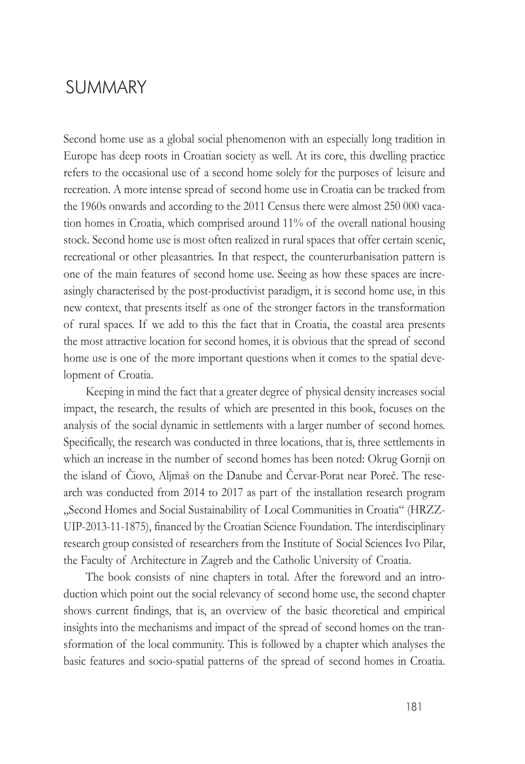# SUMMARY

Second home use as a global social phenomenon with an especially long tradition in Europe has deep roots in Croatian society as well. At its core, this dwelling practice refers to the occasional use of a second home solely for the purposes of leisure and recreation. A more intense spread of second home use in Croatia can be tracked from the 1960s onwards and according to the 2011 Census there were almost 250 000 vacation homes in Croatia, which comprised around 11% of the overall national housing stock. Second home use is most often realized in rural spaces that offer certain scenic, recreational or other pleasantries. In that respect, the counterurbanisation pattern is one of the main features of second home use. Seeing as how these spaces are increasingly characterised by the post-productivist paradigm, it is second home use, in this new context, that presents itself as one of the stronger factors in the transformation of rural spaces. If we add to this the fact that in Croatia, the coastal area presents the most attractive location for second homes, it is obvious that the spread of second home use is one of the more important questions when it comes to the spatial development of Croatia.

Keeping in mind the fact that a greater degree of physical density increases social impact, the research, the results of which are presented in this book, focuses on the analysis of the social dynamic in settlements with a larger number of second homes. Specifically, the research was conducted in three locations, that is, three settlements in which an increase in the number of second homes has been noted: Okrug Gornji on the island of Čiovo, Aljmaš on the Danube and Červar-Porat near Poreč. The research was conducted from 2014 to 2017 as part of the installation research program „Second Homes and Social Sustainability of Local Communities in Croatia" (HRZZ-UIP-2013-11-1875), financed by the Croatian Science Foundation. The interdisciplinary research group consisted of researchers from the Institute of Social Sciences Ivo Pilar, the Faculty of Architecture in Zagreb and the Catholic University of Croatia.

The book consists of nine chapters in total. After the foreword and an introduction which point out the social relevancy of second home use, the second chapter shows current findings, that is, an overview of the basic theoretical and empirical insights into the mechanisms and impact of the spread of second homes on the transformation of the local community. This is followed by a chapter which analyses the basic features and socio-spatial patterns of the spread of second homes in Croatia.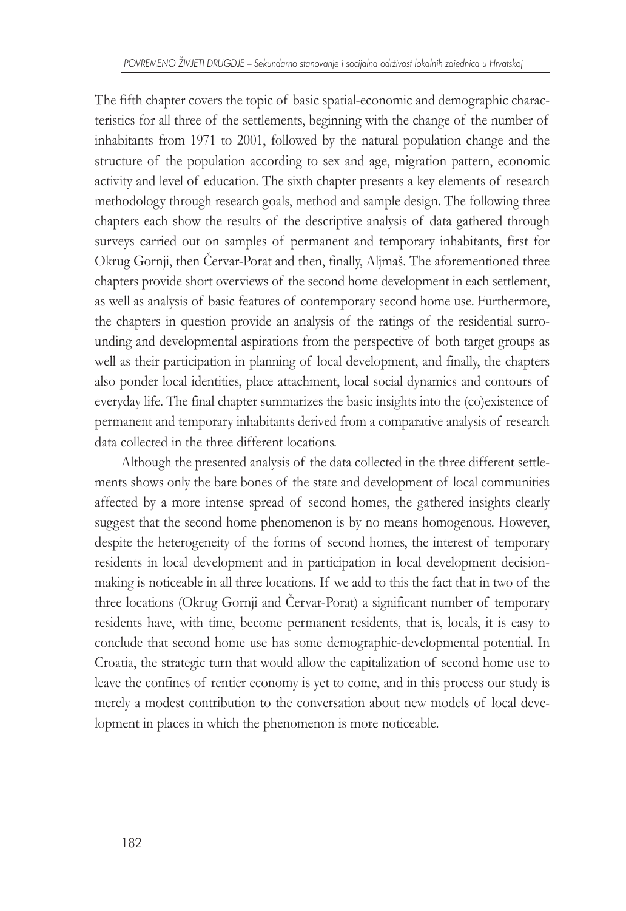The fifth chapter covers the topic of basic spatial-economic and demographic characteristics for all three of the settlements, beginning with the change of the number of inhabitants from 1971 to 2001, followed by the natural population change and the structure of the population according to sex and age, migration pattern, economic activity and level of education. The sixth chapter presents a key elements of research methodology through research goals, method and sample design. The following three chapters each show the results of the descriptive analysis of data gathered through surveys carried out on samples of permanent and temporary inhabitants, first for Okrug Gornji, then Červar-Porat and then, finally, Aljmaš. The aforementioned three chapters provide short overviews of the second home development in each settlement, as well as analysis of basic features of contemporary second home use. Furthermore, the chapters in question provide an analysis of the ratings of the residential surrounding and developmental aspirations from the perspective of both target groups as well as their participation in planning of local development, and finally, the chapters also ponder local identities, place attachment, local social dynamics and contours of everyday life. The final chapter summarizes the basic insights into the (co)existence of permanent and temporary inhabitants derived from a comparative analysis of research data collected in the three different locations.

Although the presented analysis of the data collected in the three different settlements shows only the bare bones of the state and development of local communities affected by a more intense spread of second homes, the gathered insights clearly suggest that the second home phenomenon is by no means homogenous. However, despite the heterogeneity of the forms of second homes, the interest of temporary residents in local development and in participation in local development decision-making is noticeable in all three locations. If we add to this the fact that in two of the three locations (Okrug Gornji and Červar-Porat) a significant number of temporary residents have, with time, become permanent residents, that is, locals, it is easy to conclude that second home use has some demographic-developmental potential. In Croatia, the strategic turn that would allow the capitalization of second home use to leave the confines of rentier economy is yet to come, and in this process our study is merely a modest contribution to the conversation about new models of local development in places in which the phenomenon is more noticeable.